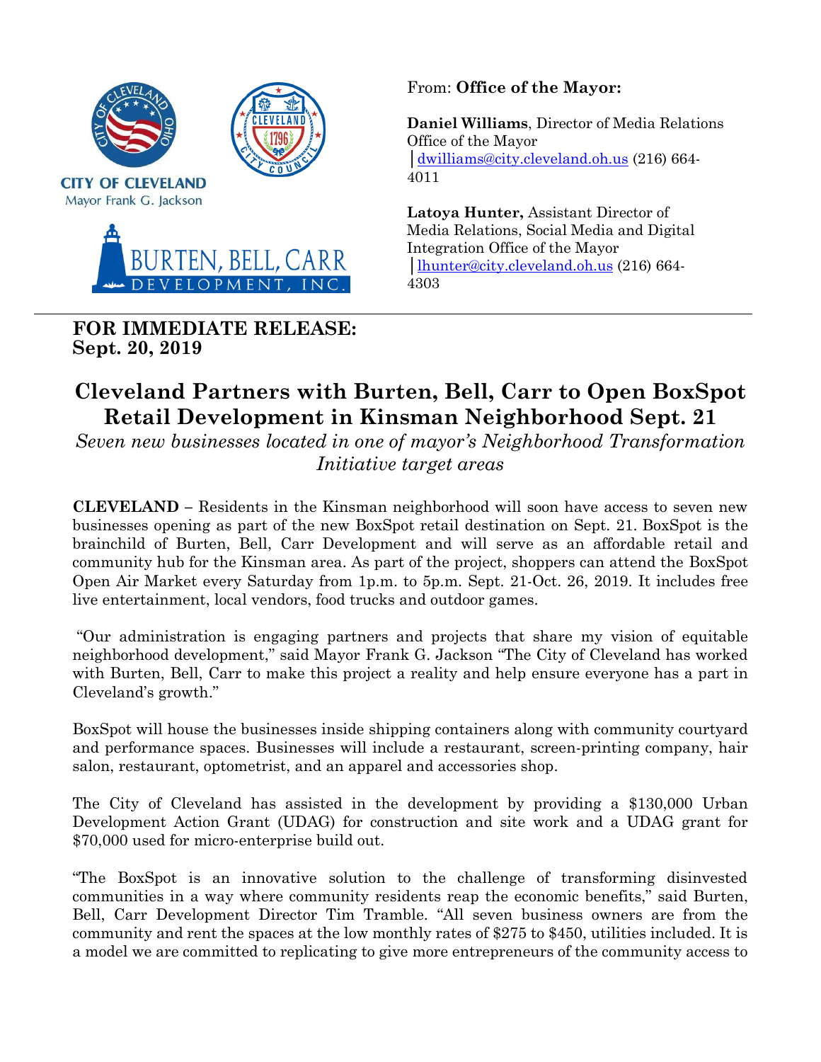CITY OF CLEVELAND
Mayor Frank G. Jackson

BURTEN, BELL, CARR DEVELOPMENT, INC.

From: **Office of the Mayor:**

**Daniel Williams**, Director of Media Relations
Office of the Mayor
│dwilliams@city.cleveland.oh.us (216) 664-4011

**Latoya Hunter,** Assistant Director of Media Relations, Social Media and Digital Integration Office of the Mayor
│lhunter@city.cleveland.oh.us (216) 664-4303

**FOR IMMEDIATE RELEASE:**
**Sept. 20, 2019**

# Cleveland Partners with Burten, Bell, Carr to Open BoxSpot Retail Development in Kinsman Neighborhood Sept. 21

*Seven new businesses located in one of mayor's Neighborhood Transformation Initiative target areas*

**CLEVELAND** – Residents in the Kinsman neighborhood will soon have access to seven new businesses opening as part of the new BoxSpot retail destination on Sept. 21. BoxSpot is the brainchild of Burten, Bell, Carr Development and will serve as an affordable retail and community hub for the Kinsman area. As part of the project, shoppers can attend the BoxSpot Open Air Market every Saturday from 1p.m. to 5p.m. Sept. 21-Oct. 26, 2019. It includes free live entertainment, local vendors, food trucks and outdoor games.

"Our administration is engaging partners and projects that share my vision of equitable neighborhood development," said Mayor Frank G. Jackson "The City of Cleveland has worked with Burten, Bell, Carr to make this project a reality and help ensure everyone has a part in Cleveland's growth."

BoxSpot will house the businesses inside shipping containers along with community courtyard and performance spaces. Businesses will include a restaurant, screen-printing company, hair salon, restaurant, optometrist, and an apparel and accessories shop.

The City of Cleveland has assisted in the development by providing a $130,000 Urban Development Action Grant (UDAG) for construction and site work and a UDAG grant for $70,000 used for micro-enterprise build out.

"The BoxSpot is an innovative solution to the challenge of transforming disinvested communities in a way where community residents reap the economic benefits," said Burten, Bell, Carr Development Director Tim Tramble. "All seven business owners are from the community and rent the spaces at the low monthly rates of $275 to $450, utilities included. It is a model we are committed to replicating to give more entrepreneurs of the community access to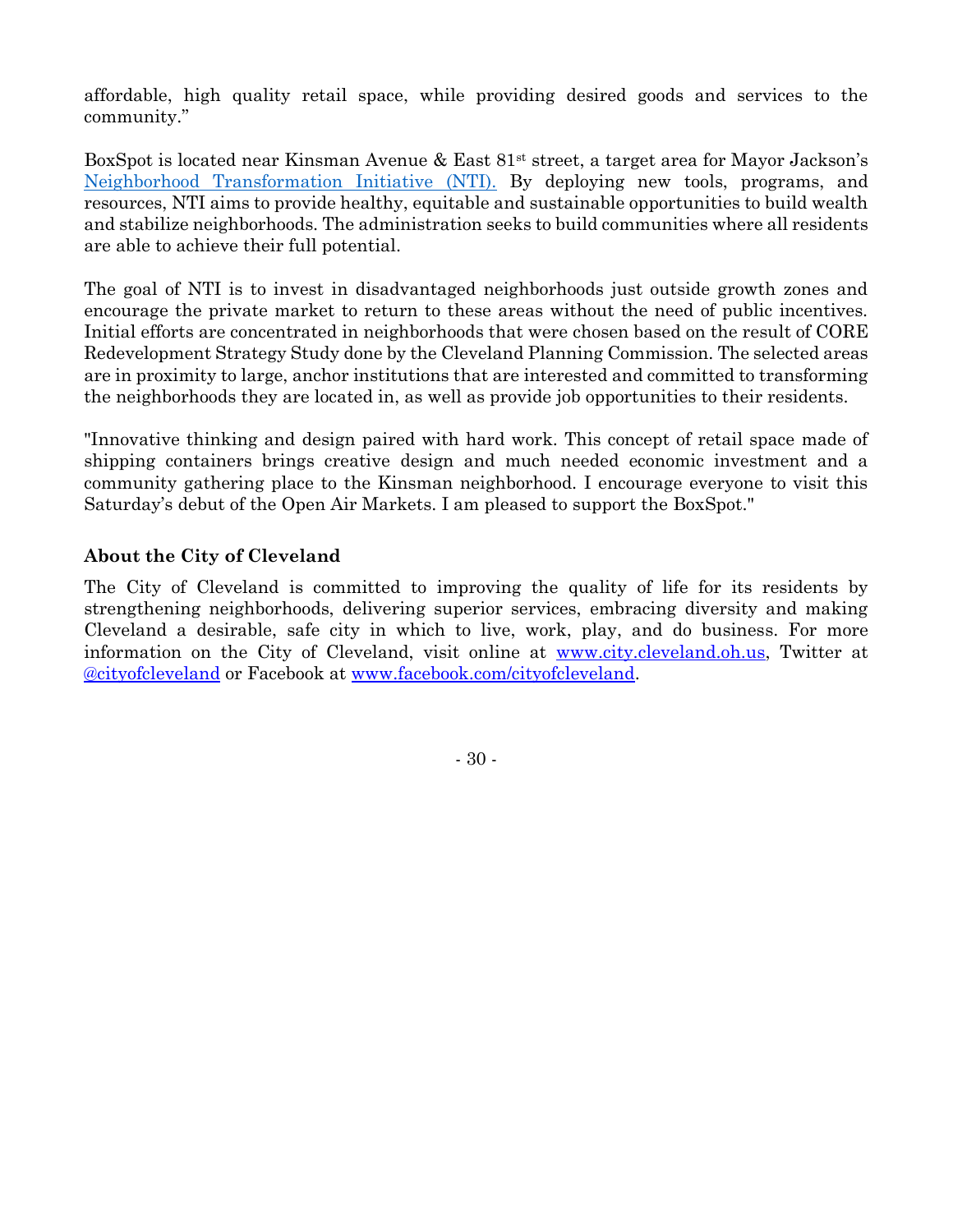affordable, high quality retail space, while providing desired goods and services to the community."

BoxSpot is located near Kinsman Avenue & East 81st street, a target area for Mayor Jackson's [Neighborhood Transformation Initiative (NTI).](#) By deploying new tools, programs, and resources, NTI aims to provide healthy, equitable and sustainable opportunities to build wealth and stabilize neighborhoods. The administration seeks to build communities where all residents are able to achieve their full potential.

The goal of NTI is to invest in disadvantaged neighborhoods just outside growth zones and encourage the private market to return to these areas without the need of public incentives. Initial efforts are concentrated in neighborhoods that were chosen based on the result of CORE Redevelopment Strategy Study done by the Cleveland Planning Commission. The selected areas are in proximity to large, anchor institutions that are interested and committed to transforming the neighborhoods they are located in, as well as provide job opportunities to their residents.

"Innovative thinking and design paired with hard work. This concept of retail space made of shipping containers brings creative design and much needed economic investment and a community gathering place to the Kinsman neighborhood. I encourage everyone to visit this Saturday's debut of the Open Air Markets. I am pleased to support the BoxSpot."

### About the City of Cleveland

The City of Cleveland is committed to improving the quality of life for its residents by strengthening neighborhoods, delivering superior services, embracing diversity and making Cleveland a desirable, safe city in which to live, work, play, and do business. For more information on the City of Cleveland, visit online at [www.city.cleveland.oh.us](http://www.city.cleveland.oh.us), Twitter at [@cityofcleveland](https://twitter.com/cityofcleveland) or Facebook at [www.facebook.com/cityofcleveland](http://www.facebook.com/cityofcleveland).